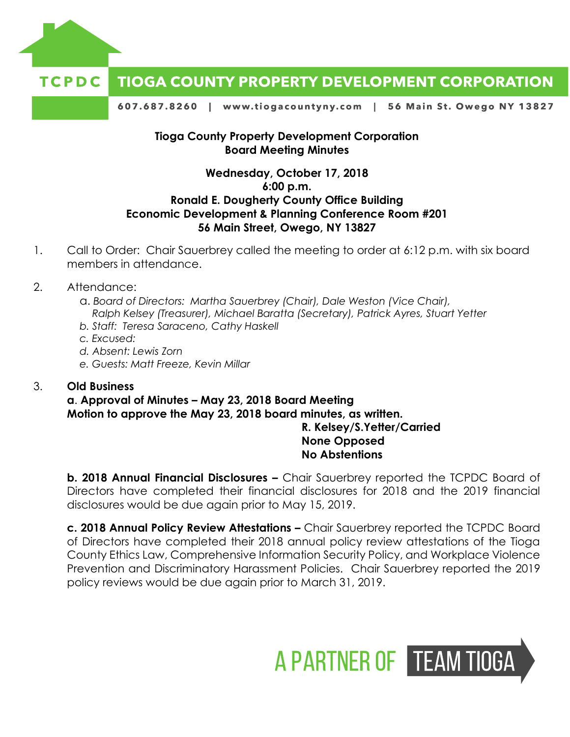# Tioga County Property Development Corporation
## Board Meeting Minutes

**Wednesday, October 17, 2018**
**6:00 p.m.**
**Ronald E. Dougherty County Office Building**
**Economic Development & Planning Conference Room #201**
**56 Main Street, Owego, NY 13827**

1. Call to Order: Chair Sauerbrey called the meeting to order at 6:12 p.m. with six board members in attendance.

2. Attendance:
   a. *Board of Directors: Martha Sauerbrey (Chair), Dale Weston (Vice Chair), Ralph Kelsey (Treasurer), Michael Baratta (Secretary), Patrick Ayres, Stuart Yetter*
   b. *Staff: Teresa Saraceno, Cathy Haskell*
   c. *Excused:*
   d. *Absent: Lewis Zorn*
   e. *Guests: Matt Freeze, Kevin Millar*

3. **Old Business**

   **a. Approval of Minutes – May 23, 2018 Board Meeting**
   **Motion to approve the May 23, 2018 board minutes, as written.**

   **R. Kelsey/S.Yetter/Carried**
   **None Opposed**
   **No Abstentions**

   **b. 2018 Annual Financial Disclosures –** Chair Sauerbrey reported the TCPDC Board of Directors have completed their financial disclosures for 2018 and the 2019 financial disclosures would be due again prior to May 15, 2019.

   **c. 2018 Annual Policy Review Attestations –** Chair Sauerbrey reported the TCPDC Board of Directors have completed their 2018 annual policy review attestations of the Tioga County Ethics Law, Comprehensive Information Security Policy, and Workplace Violence Prevention and Discriminatory Harassment Policies. Chair Sauerbrey reported the 2019 policy reviews would be due again prior to March 31, 2019.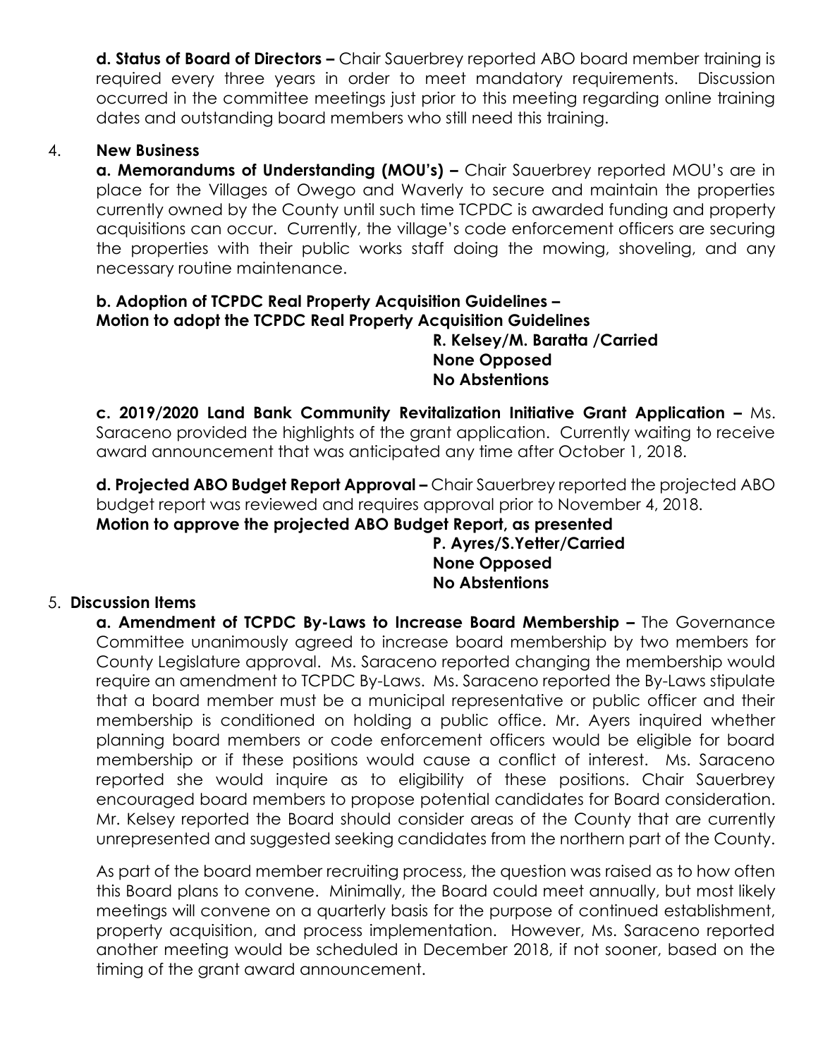**d. Status of Board of Directors –** Chair Sauerbrey reported ABO board member training is required every three years in order to meet mandatory requirements. Discussion occurred in the committee meetings just prior to this meeting regarding online training dates and outstanding board members who still need this training.

4. **New Business**

**a. Memorandums of Understanding (MOU's) –** Chair Sauerbrey reported MOU's are in place for the Villages of Owego and Waverly to secure and maintain the properties currently owned by the County until such time TCPDC is awarded funding and property acquisitions can occur. Currently, the village's code enforcement officers are securing the properties with their public works staff doing the mowing, shoveling, and any necessary routine maintenance.

**b. Adoption of TCPDC Real Property Acquisition Guidelines –**
**Motion to adopt the TCPDC Real Property Acquisition Guidelines**

**R. Kelsey/M. Baratta /Carried**
**None Opposed**
**No Abstentions**

**c. 2019/2020 Land Bank Community Revitalization Initiative Grant Application –** Ms. Saraceno provided the highlights of the grant application. Currently waiting to receive award announcement that was anticipated any time after October 1, 2018.

**d. Projected ABO Budget Report Approval –** Chair Sauerbrey reported the projected ABO budget report was reviewed and requires approval prior to November 4, 2018.
**Motion to approve the projected ABO Budget Report, as presented**

**P. Ayres/S.Yetter/Carried**
**None Opposed**
**No Abstentions**

5. **Discussion Items**

**a. Amendment of TCPDC By-Laws to Increase Board Membership –** The Governance Committee unanimously agreed to increase board membership by two members for County Legislature approval. Ms. Saraceno reported changing the membership would require an amendment to TCPDC By-Laws. Ms. Saraceno reported the By-Laws stipulate that a board member must be a municipal representative or public officer and their membership is conditioned on holding a public office. Mr. Ayers inquired whether planning board members or code enforcement officers would be eligible for board membership or if these positions would cause a conflict of interest. Ms. Saraceno reported she would inquire as to eligibility of these positions. Chair Sauerbrey encouraged board members to propose potential candidates for Board consideration. Mr. Kelsey reported the Board should consider areas of the County that are currently unrepresented and suggested seeking candidates from the northern part of the County.

As part of the board member recruiting process, the question was raised as to how often this Board plans to convene. Minimally, the Board could meet annually, but most likely meetings will convene on a quarterly basis for the purpose of continued establishment, property acquisition, and process implementation. However, Ms. Saraceno reported another meeting would be scheduled in December 2018, if not sooner, based on the timing of the grant award announcement.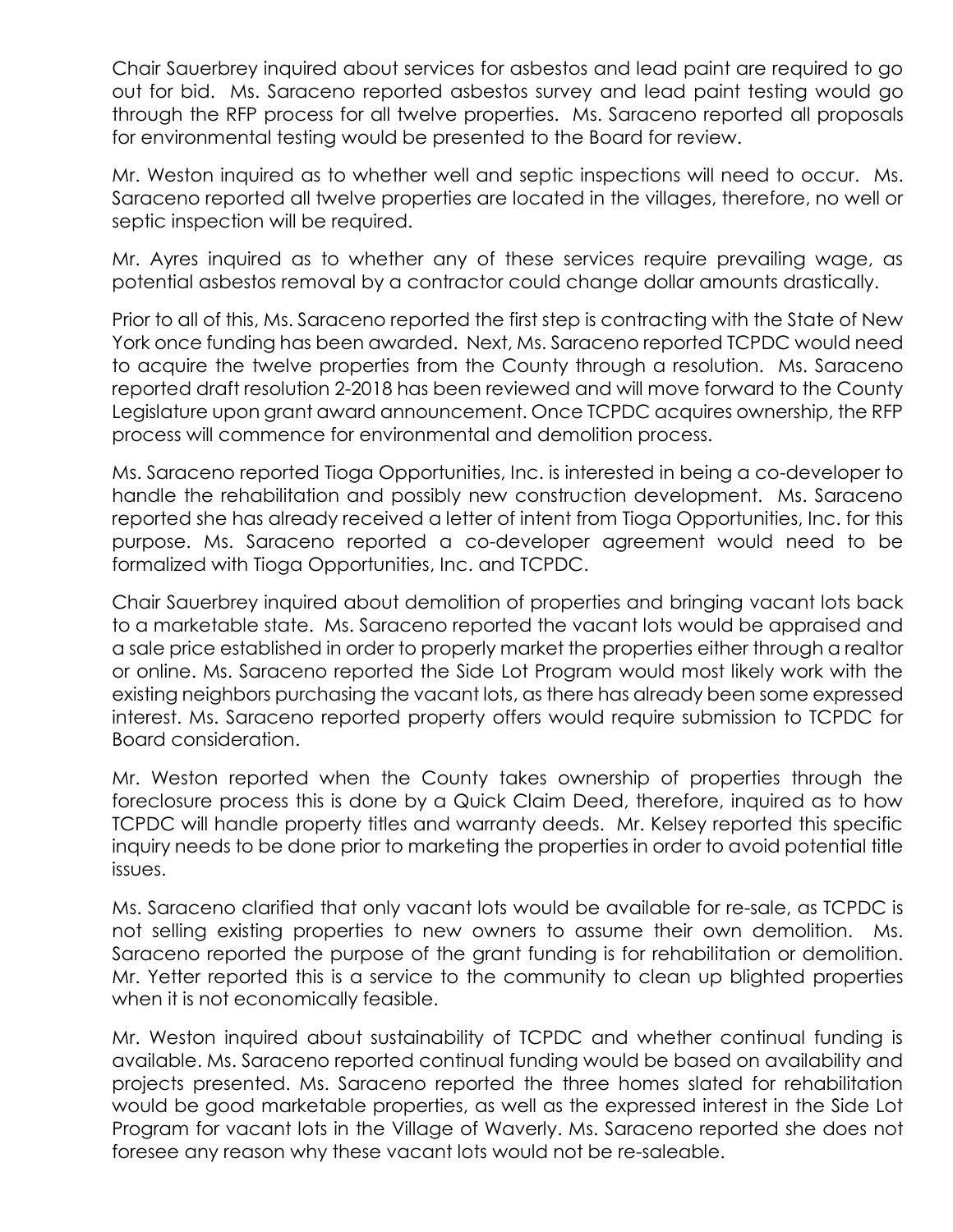Chair Sauerbrey inquired about services for asbestos and lead paint are required to go out for bid. Ms. Saraceno reported asbestos survey and lead paint testing would go through the RFP process for all twelve properties. Ms. Saraceno reported all proposals for environmental testing would be presented to the Board for review.

Mr. Weston inquired as to whether well and septic inspections will need to occur. Ms. Saraceno reported all twelve properties are located in the villages, therefore, no well or septic inspection will be required.

Mr. Ayres inquired as to whether any of these services require prevailing wage, as potential asbestos removal by a contractor could change dollar amounts drastically.

Prior to all of this, Ms. Saraceno reported the first step is contracting with the State of New York once funding has been awarded. Next, Ms. Saraceno reported TCPDC would need to acquire the twelve properties from the County through a resolution. Ms. Saraceno reported draft resolution 2-2018 has been reviewed and will move forward to the County Legislature upon grant award announcement. Once TCPDC acquires ownership, the RFP process will commence for environmental and demolition process.

Ms. Saraceno reported Tioga Opportunities, Inc. is interested in being a co-developer to handle the rehabilitation and possibly new construction development. Ms. Saraceno reported she has already received a letter of intent from Tioga Opportunities, Inc. for this purpose. Ms. Saraceno reported a co-developer agreement would need to be formalized with Tioga Opportunities, Inc. and TCPDC.

Chair Sauerbrey inquired about demolition of properties and bringing vacant lots back to a marketable state. Ms. Saraceno reported the vacant lots would be appraised and a sale price established in order to properly market the properties either through a realtor or online. Ms. Saraceno reported the Side Lot Program would most likely work with the existing neighbors purchasing the vacant lots, as there has already been some expressed interest. Ms. Saraceno reported property offers would require submission to TCPDC for Board consideration.

Mr. Weston reported when the County takes ownership of properties through the foreclosure process this is done by a Quick Claim Deed, therefore, inquired as to how TCPDC will handle property titles and warranty deeds. Mr. Kelsey reported this specific inquiry needs to be done prior to marketing the properties in order to avoid potential title issues.

Ms. Saraceno clarified that only vacant lots would be available for re-sale, as TCPDC is not selling existing properties to new owners to assume their own demolition. Ms. Saraceno reported the purpose of the grant funding is for rehabilitation or demolition. Mr. Yetter reported this is a service to the community to clean up blighted properties when it is not economically feasible.

Mr. Weston inquired about sustainability of TCPDC and whether continual funding is available. Ms. Saraceno reported continual funding would be based on availability and projects presented. Ms. Saraceno reported the three homes slated for rehabilitation would be good marketable properties, as well as the expressed interest in the Side Lot Program for vacant lots in the Village of Waverly. Ms. Saraceno reported she does not foresee any reason why these vacant lots would not be re-saleable.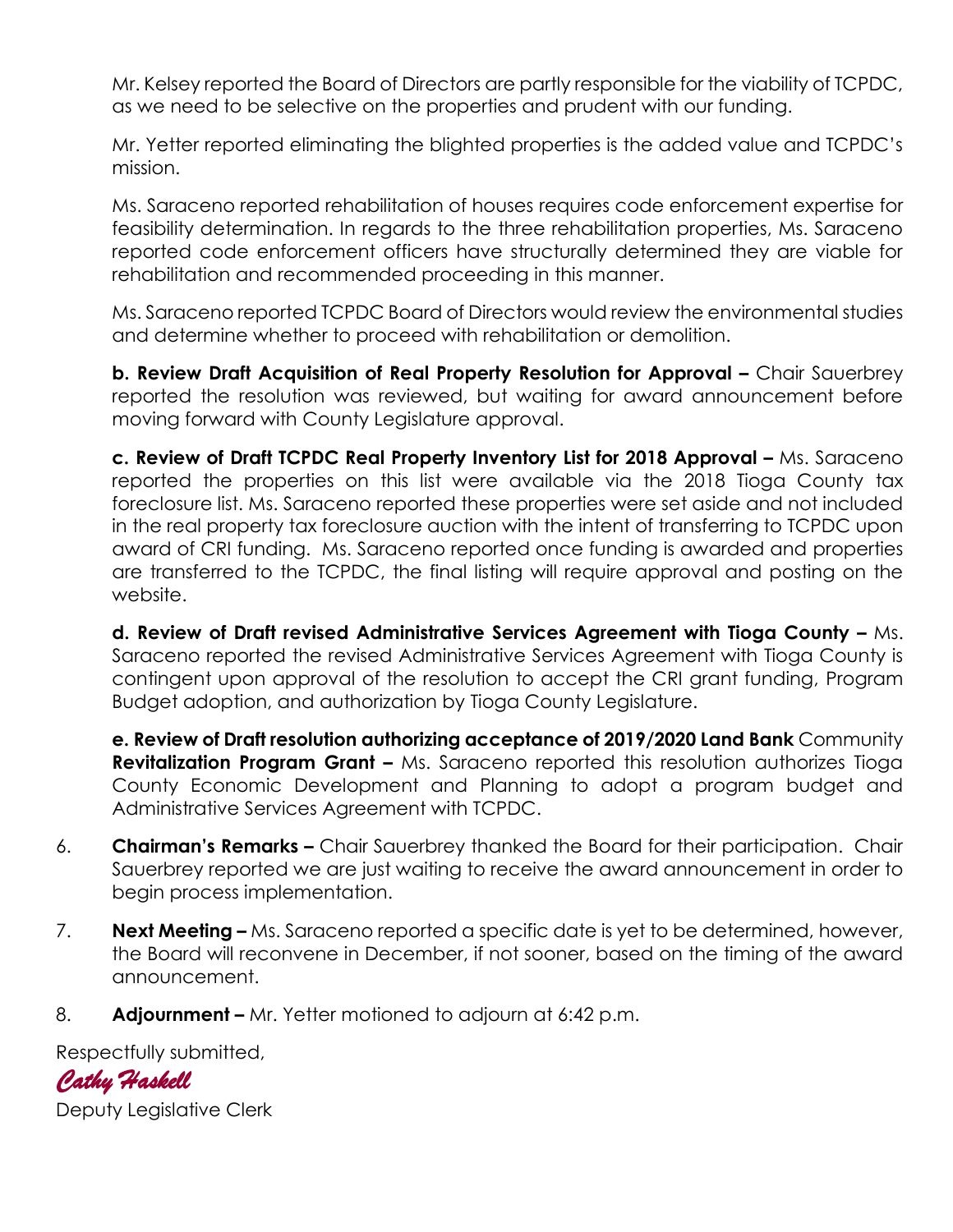Mr. Kelsey reported the Board of Directors are partly responsible for the viability of TCPDC, as we need to be selective on the properties and prudent with our funding.

Mr. Yetter reported eliminating the blighted properties is the added value and TCPDC's mission.

Ms. Saraceno reported rehabilitation of houses requires code enforcement expertise for feasibility determination. In regards to the three rehabilitation properties, Ms. Saraceno reported code enforcement officers have structurally determined they are viable for rehabilitation and recommended proceeding in this manner.

Ms. Saraceno reported TCPDC Board of Directors would review the environmental studies and determine whether to proceed with rehabilitation or demolition.

**b. Review Draft Acquisition of Real Property Resolution for Approval –** Chair Sauerbrey reported the resolution was reviewed, but waiting for award announcement before moving forward with County Legislature approval.

**c. Review of Draft TCPDC Real Property Inventory List for 2018 Approval –** Ms. Saraceno reported the properties on this list were available via the 2018 Tioga County tax foreclosure list. Ms. Saraceno reported these properties were set aside and not included in the real property tax foreclosure auction with the intent of transferring to TCPDC upon award of CRI funding. Ms. Saraceno reported once funding is awarded and properties are transferred to the TCPDC, the final listing will require approval and posting on the website.

**d. Review of Draft revised Administrative Services Agreement with Tioga County –** Ms. Saraceno reported the revised Administrative Services Agreement with Tioga County is contingent upon approval of the resolution to accept the CRI grant funding, Program Budget adoption, and authorization by Tioga County Legislature.

**e. Review of Draft resolution authorizing acceptance of 2019/2020 Land Bank** Community **Revitalization Program Grant –** Ms. Saraceno reported this resolution authorizes Tioga County Economic Development and Planning to adopt a program budget and Administrative Services Agreement with TCPDC.

6. **Chairman's Remarks –** Chair Sauerbrey thanked the Board for their participation. Chair Sauerbrey reported we are just waiting to receive the award announcement in order to begin process implementation.

7. **Next Meeting –** Ms. Saraceno reported a specific date is yet to be determined, however, the Board will reconvene in December, if not sooner, based on the timing of the award announcement.

8. **Adjournment –** Mr. Yetter motioned to adjourn at 6:42 p.m.

Respectfully submitted,

*Cathy Haskell*

Deputy Legislative Clerk